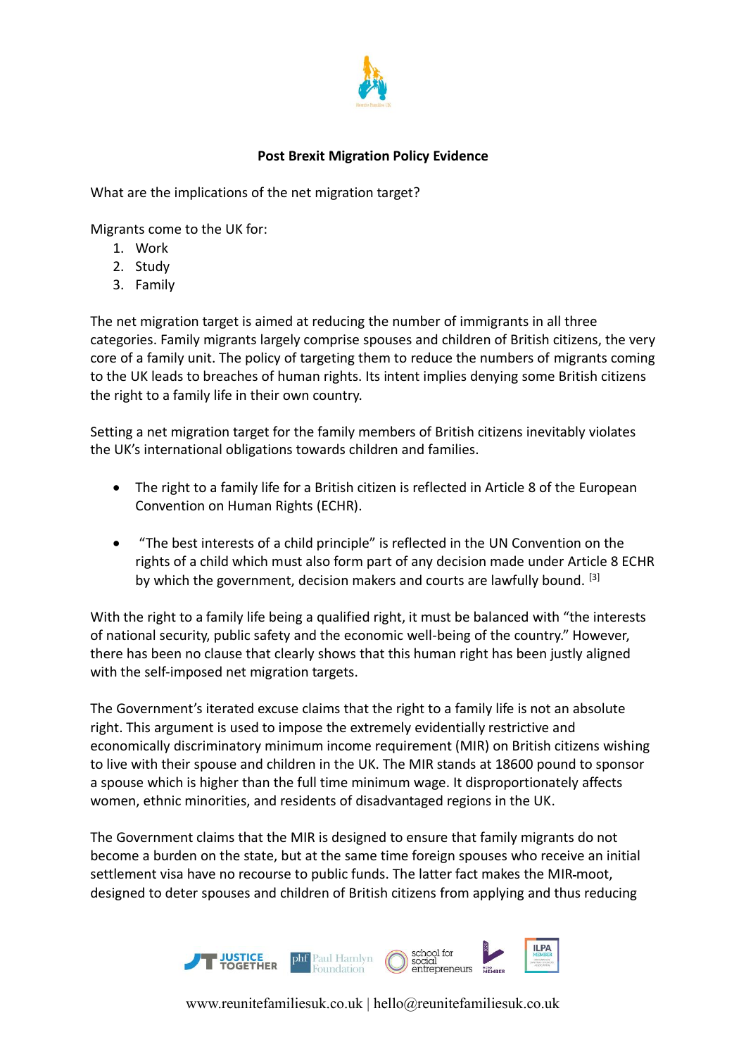**Post Brexit Migration Policy Evidence**

What are the implications of the net migration target?

Migrants come to the UK for:

1. Work
2. Study
3. Family

The net migration target is aimed at reducing the number of immigrants in all three categories. Family migrants largely comprise spouses and children of British citizens, the very core of a family unit. The policy of targeting them to reduce the numbers of migrants coming to the UK leads to breaches of human rights. Its intent implies denying some British citizens the right to a family life in their own country.

Setting a net migration target for the family members of British citizens inevitably violates the UK's international obligations towards children and families.

- The right to a family life for a British citizen is reflected in Article 8 of the European Convention on Human Rights (ECHR).
- "The best interests of a child principle" is reflected in the UN Convention on the rights of a child which must also form part of any decision made under Article 8 ECHR by which the government, decision makers and courts are lawfully bound. [3]

With the right to a family life being a qualified right, it must be balanced with "the interests of national security, public safety and the economic well-being of the country." However, there has been no clause that clearly shows that this human right has been justly aligned with the self-imposed net migration targets.

The Government's iterated excuse claims that the right to a family life is not an absolute right. This argument is used to impose the extremely evidentially restrictive and economically discriminatory minimum income requirement (MIR) on British citizens wishing to live with their spouse and children in the UK. The MIR stands at 18600 pound to sponsor a spouse which is higher than the full time minimum wage. It disproportionately affects women, ethnic minorities, and residents of disadvantaged regions in the UK.

The Government claims that the MIR is designed to ensure that family migrants do not become a burden on the state, but at the same time foreign spouses who receive an initial settlement visa have no recourse to public funds. The latter fact makes the MIR-moot, designed to deter spouses and children of British citizens from applying and thus reducing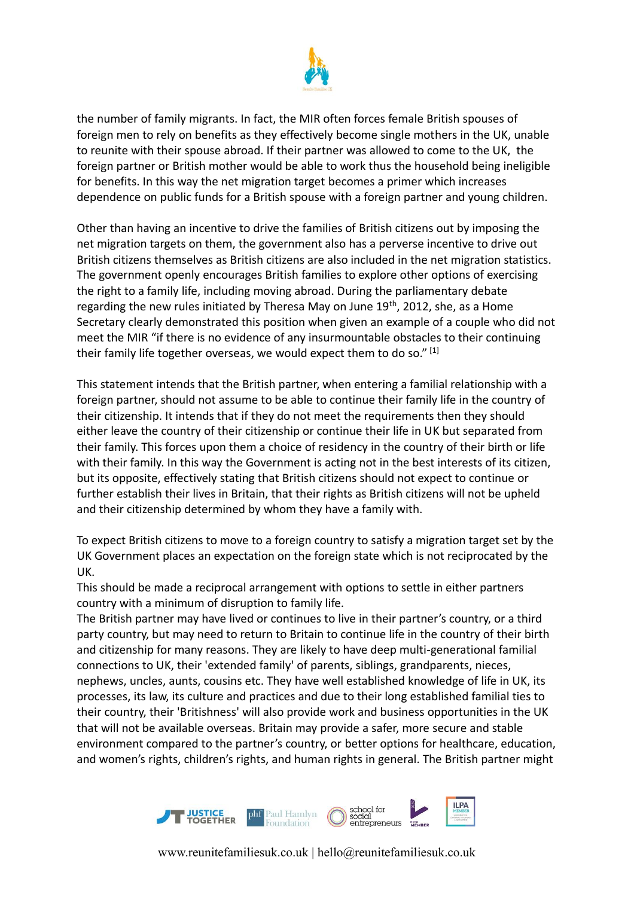the number of family migrants. In fact, the MIR often forces female British spouses of foreign men to rely on benefits as they effectively become single mothers in the UK, unable to reunite with their spouse abroad. If their partner was allowed to come to the UK, the foreign partner or British mother would be able to work thus the household being ineligible for benefits. In this way the net migration target becomes a primer which increases dependence on public funds for a British spouse with a foreign partner and young children.

Other than having an incentive to drive the families of British citizens out by imposing the net migration targets on them, the government also has a perverse incentive to drive out British citizens themselves as British citizens are also included in the net migration statistics. The government openly encourages British families to explore other options of exercising the right to a family life, including moving abroad. During the parliamentary debate regarding the new rules initiated by Theresa May on June 19th, 2012, she, as a Home Secretary clearly demonstrated this position when given an example of a couple who did not meet the MIR "if there is no evidence of any insurmountable obstacles to their continuing their family life together overseas, we would expect them to do so." [1]

This statement intends that the British partner, when entering a familial relationship with a foreign partner, should not assume to be able to continue their family life in the country of their citizenship. It intends that if they do not meet the requirements then they should either leave the country of their citizenship or continue their life in UK but separated from their family. This forces upon them a choice of residency in the country of their birth or life with their family. In this way the Government is acting not in the best interests of its citizen, but its opposite, effectively stating that British citizens should not expect to continue or further establish their lives in Britain, that their rights as British citizens will not be upheld and their citizenship determined by whom they have a family with.

To expect British citizens to move to a foreign country to satisfy a migration target set by the UK Government places an expectation on the foreign state which is not reciprocated by the UK.

This should be made a reciprocal arrangement with options to settle in either partners country with a minimum of disruption to family life.

The British partner may have lived or continues to live in their partner's country, or a third party country, but may need to return to Britain to continue life in the country of their birth and citizenship for many reasons. They are likely to have deep multi-generational familial connections to UK, their 'extended family' of parents, siblings, grandparents, nieces, nephews, uncles, aunts, cousins etc. They have well established knowledge of life in UK, its processes, its law, its culture and practices and due to their long established familial ties to their country, their 'Britishness' will also provide work and business opportunities in the UK that will not be available overseas. Britain may provide a safer, more secure and stable environment compared to the partner's country, or better options for healthcare, education, and women's rights, children's rights, and human rights in general. The British partner might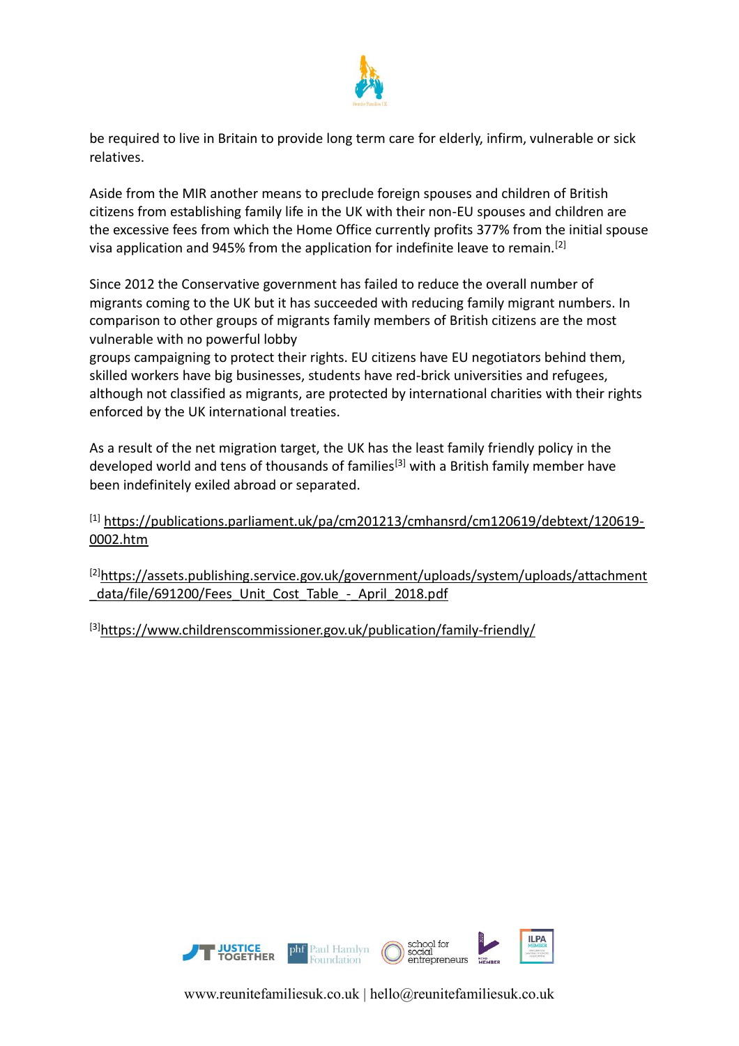be required to live in Britain to provide long term care for elderly, infirm, vulnerable or sick relatives.

Aside from the MIR another means to preclude foreign spouses and children of British citizens from establishing family life in the UK with their non-EU spouses and children are the excessive fees from which the Home Office currently profits 377% from the initial spouse visa application and 945% from the application for indefinite leave to remain.[2]

Since 2012 the Conservative government has failed to reduce the overall number of migrants coming to the UK but it has succeeded with reducing family migrant numbers. In comparison to other groups of migrants family members of British citizens are the most vulnerable with no powerful lobby groups campaigning to protect their rights. EU citizens have EU negotiators behind them, skilled workers have big businesses, students have red-brick universities and refugees, although not classified as migrants, are protected by international charities with their rights enforced by the UK international treaties.

As a result of the net migration target, the UK has the least family friendly policy in the developed world and tens of thousands of families[3] with a British family member have been indefinitely exiled abroad or separated.

[1] https://publications.parliament.uk/pa/cm201213/cmhansrd/cm120619/debtext/120619-0002.htm

[2] https://assets.publishing.service.gov.uk/government/uploads/system/uploads/attachment_data/file/691200/Fees_Unit_Cost_Table_-_April_2018.pdf

[3] https://www.childrenscommissioner.gov.uk/publication/family-friendly/